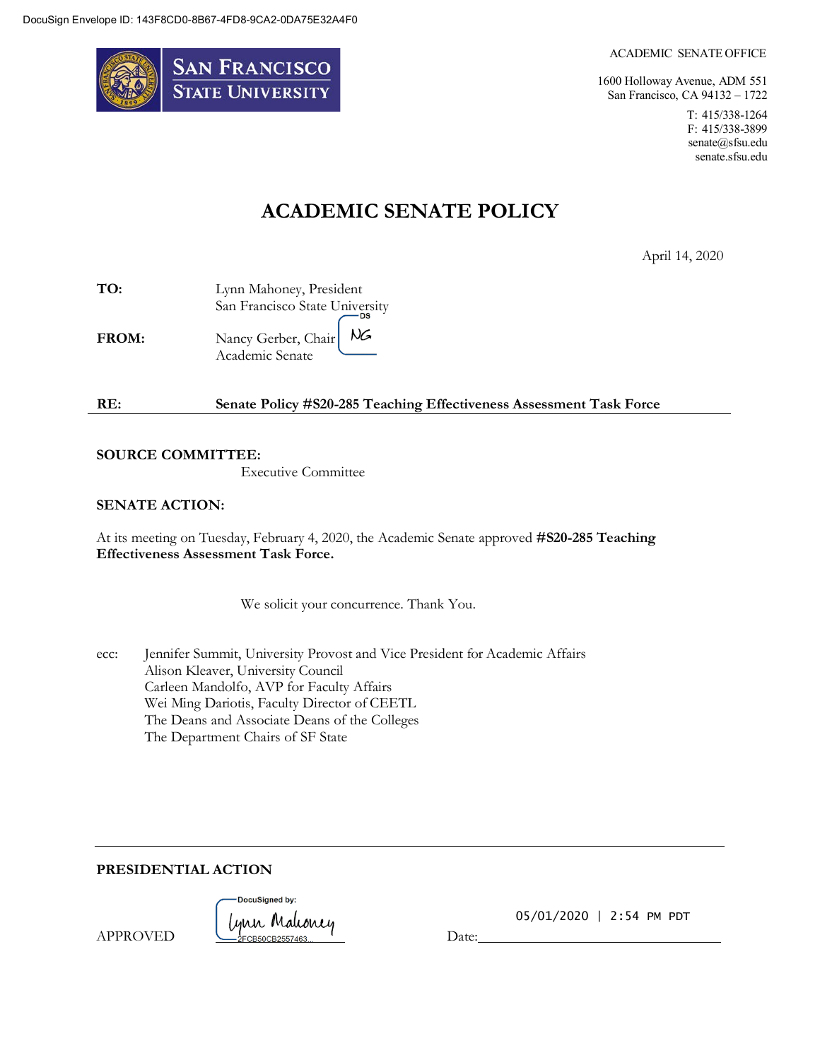DocuSign Envelope ID: 143F8CD0-8B67-4FD8-9CA2-0DA75E32A4F0

SAN FRANCISCO STATE UNIVERSITY

ACADEMIC SENATE OFFICE

1600 Holloway Avenue, ADM 551
San Francisco, CA 94132 – 1722

T: 415/338-1264
F: 415/338-3899
senate@sfsu.edu
senate.sfsu.edu

# ACADEMIC SENATE POLICY

April 14, 2020

**TO:** Lynn Mahoney, President
San Francisco State University

**FROM:** Nancy Gerber, Chair
Academic Senate

**RE:** **Senate Policy #S20-285 Teaching Effectiveness Assessment Task Force**

---

**SOURCE COMMITTEE:**

Executive Committee

**SENATE ACTION:**

At its meeting on Tuesday, February 4, 2020, the Academic Senate approved **#S20-285 Teaching Effectiveness Assessment Task Force.**

We solicit your concurrence. Thank You.

ecc: Jennifer Summit, University Provost and Vice President for Academic Affairs
Alison Kleaver, University Council
Carleen Mandolfo, AVP for Faculty Affairs
Wei Ming Dariotis, Faculty Director of CEETL
The Deans and Associate Deans of the Colleges
The Department Chairs of SF State

---

**PRESIDENTIAL ACTION**

APPROVED DocuSigned by: Lynn Mahoney 2FCB50CB2557463...

Date: 05/01/2020 | 2:54 PM PDT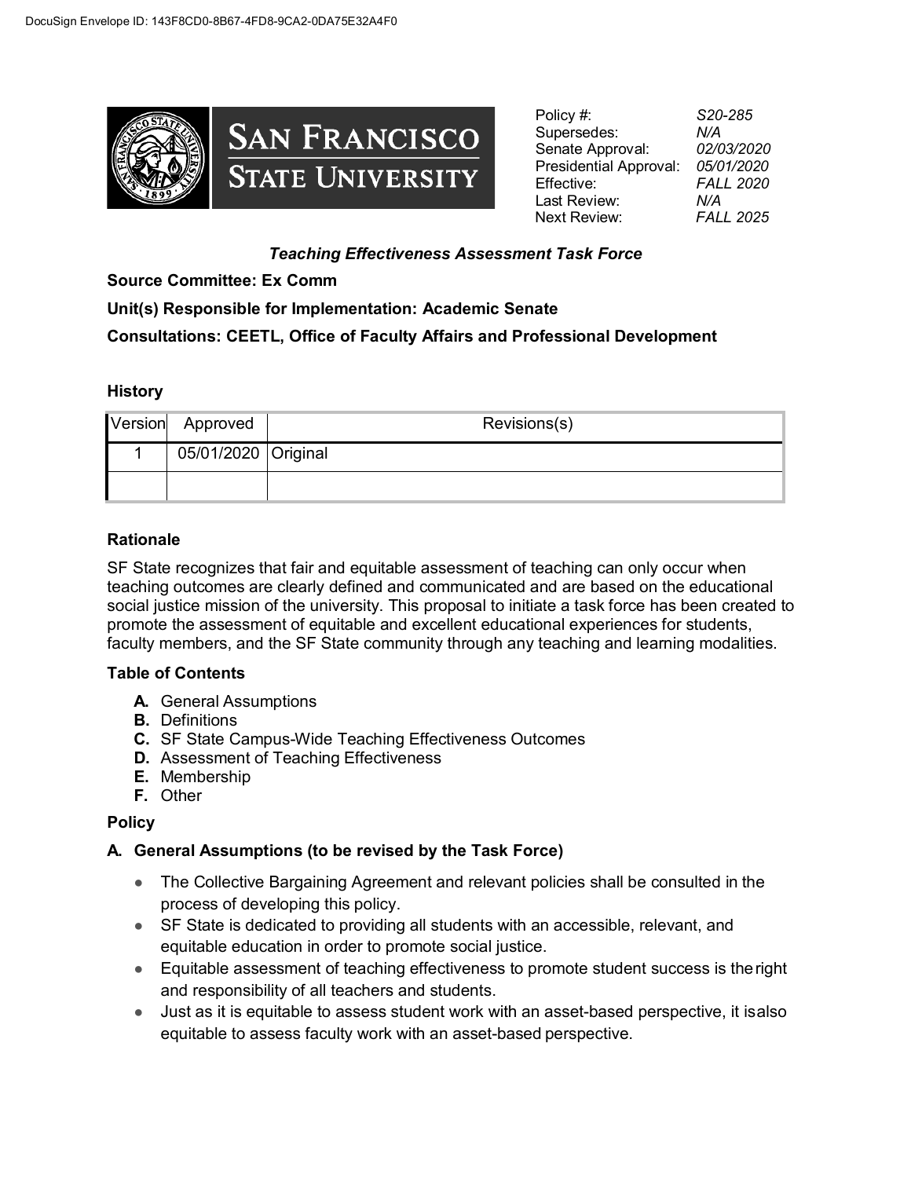| Policy #: | S20-285 |
| --- | --- |
| Supersedes: | N/A |
| Senate Approval: | 02/03/2020 |
| Presidential Approval: | 05/01/2020 |
| Effective: | FALL 2020 |
| Last Review: | N/A |
| Next Review: | FALL 2025 |

### *Teaching Effectiveness Assessment Task Force*

**Source Committee: Ex Comm**

**Unit(s) Responsible for Implementation: Academic Senate**

**Consultations: CEETL, Office of Faculty Affairs and Professional Development**

#### History

| Version | Approved | Revisions(s) |
| --- | --- | --- |
| 1 | 05/01/2020 | Original |
| | | |

#### Rationale

SF State recognizes that fair and equitable assessment of teaching can only occur when teaching outcomes are clearly defined and communicated and are based on the educational social justice mission of the university. This proposal to initiate a task force has been created to promote the assessment of equitable and excellent educational experiences for students, faculty members, and the SF State community through any teaching and learning modalities.

#### Table of Contents

- **A.** General Assumptions
- **B.** Definitions
- **C.** SF State Campus-Wide Teaching Effectiveness Outcomes
- **D.** Assessment of Teaching Effectiveness
- **E.** Membership
- **F.** Other

#### Policy

#### A. General Assumptions (to be revised by the Task Force)

- The Collective Bargaining Agreement and relevant policies shall be consulted in the process of developing this policy.
- SF State is dedicated to providing all students with an accessible, relevant, and equitable education in order to promote social justice.
- Equitable assessment of teaching effectiveness to promote student success is the right and responsibility of all teachers and students.
- Just as it is equitable to assess student work with an asset-based perspective, it is also equitable to assess faculty work with an asset-based perspective.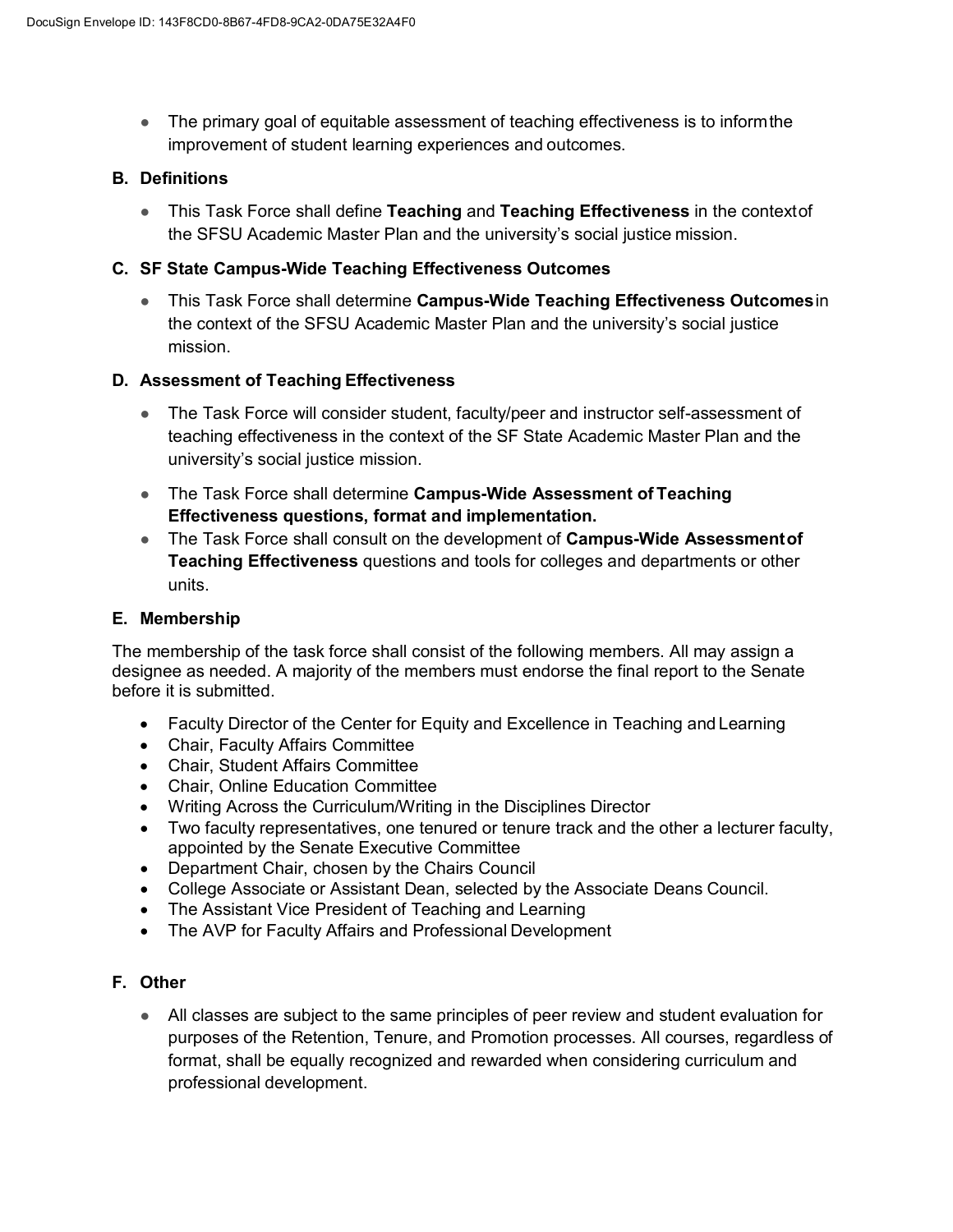- The primary goal of equitable assessment of teaching effectiveness is to inform the improvement of student learning experiences and outcomes.

### B. Definitions

- This Task Force shall define **Teaching** and **Teaching Effectiveness** in the context of the SFSU Academic Master Plan and the university's social justice mission.

### C. SF State Campus-Wide Teaching Effectiveness Outcomes

- This Task Force shall determine **Campus-Wide Teaching Effectiveness Outcomes** in the context of the SFSU Academic Master Plan and the university's social justice mission.

### D. Assessment of Teaching Effectiveness

- The Task Force will consider student, faculty/peer and instructor self-assessment of teaching effectiveness in the context of the SF State Academic Master Plan and the university's social justice mission.
- The Task Force shall determine **Campus-Wide Assessment of Teaching Effectiveness questions, format and implementation.**
- The Task Force shall consult on the development of **Campus-Wide Assessment of Teaching Effectiveness** questions and tools for colleges and departments or other units.

### E. Membership

The membership of the task force shall consist of the following members. All may assign a designee as needed. A majority of the members must endorse the final report to the Senate before it is submitted.

- Faculty Director of the Center for Equity and Excellence in Teaching and Learning
- Chair, Faculty Affairs Committee
- Chair, Student Affairs Committee
- Chair, Online Education Committee
- Writing Across the Curriculum/Writing in the Disciplines Director
- Two faculty representatives, one tenured or tenure track and the other a lecturer faculty, appointed by the Senate Executive Committee
- Department Chair, chosen by the Chairs Council
- College Associate or Assistant Dean, selected by the Associate Deans Council.
- The Assistant Vice President of Teaching and Learning
- The AVP for Faculty Affairs and Professional Development

### F. Other

- All classes are subject to the same principles of peer review and student evaluation for purposes of the Retention, Tenure, and Promotion processes. All courses, regardless of format, shall be equally recognized and rewarded when considering curriculum and professional development.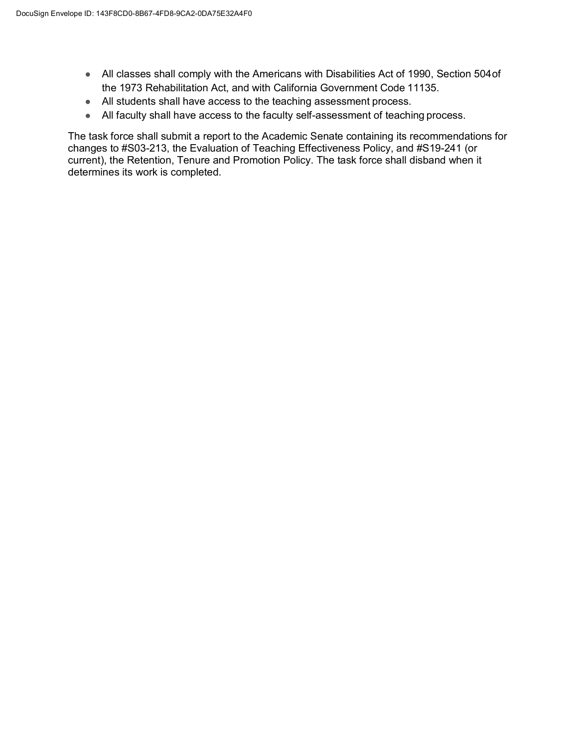- All classes shall comply with the Americans with Disabilities Act of 1990, Section 504 of the 1973 Rehabilitation Act, and with California Government Code 11135.
- All students shall have access to the teaching assessment process.
- All faculty shall have access to the faculty self-assessment of teaching process.

The task force shall submit a report to the Academic Senate containing its recommendations for changes to #S03-213, the Evaluation of Teaching Effectiveness Policy, and #S19-241 (or current), the Retention, Tenure and Promotion Policy. The task force shall disband when it determines its work is completed.